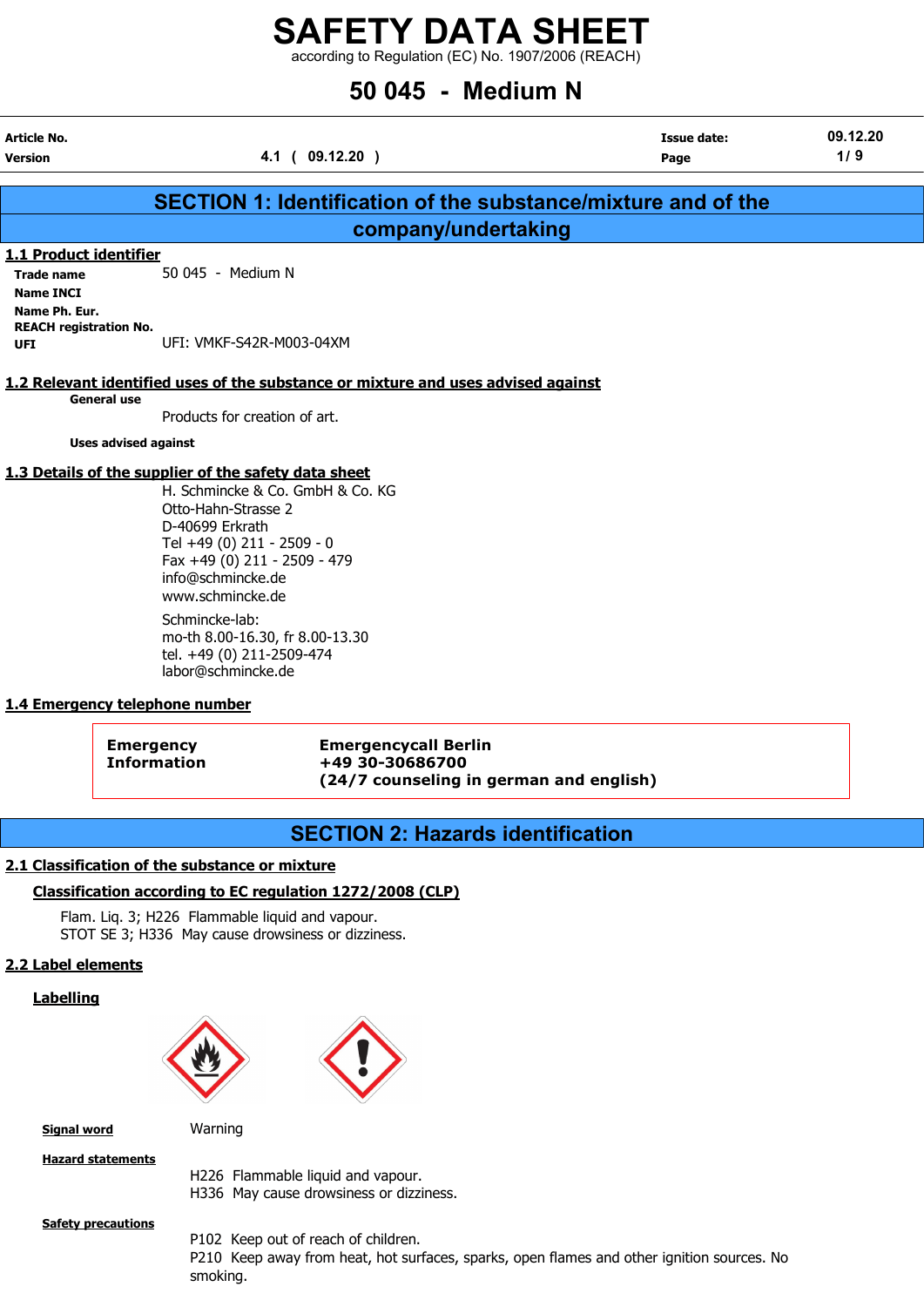# SAFETY DATA SHEET

according to Regulation (EC) No. 1907/2006 (REACH)

# 50 045 - Medium N

| | | | |
|---|---|---|---|
| **Article No.** | | **Issue date:** | 09.12.20 |
| **Version** | 4.1 ( 09.12.20 ) | **Page** | 1/ 9 |

## SECTION 1: Identification of the substance/mixture and of the company/undertaking

### 1.1 Product identifier

**Trade name** 50 045 - Medium N
**Name INCI**
**Name Ph. Eur.**
**REACH registration No.**
**UFI** UFI: VMKF-S42R-M003-04XM

### 1.2 Relevant identified uses of the substance or mixture and uses advised against

**General use**

Products for creation of art.

**Uses advised against**

### 1.3 Details of the supplier of the safety data sheet

H. Schmincke & Co. GmbH & Co. KG
Otto-Hahn-Strasse 2
D-40699 Erkrath
Tel +49 (0) 211 - 2509 - 0
Fax +49 (0) 211 - 2509 - 479
info@schmincke.de
www.schmincke.de

Schmincke-lab:
mo-th 8.00-16.30, fr 8.00-13.30
tel. +49 (0) 211-2509-474
labor@schmincke.de

### 1.4 Emergency telephone number

| | |
|---|---|
| **Emergency Information** | **Emergencycall Berlin +49 30-30686700 (24/7 counseling in german and english)** |

## SECTION 2: Hazards identification

### 2.1 Classification of the substance or mixture

**Classification according to EC regulation 1272/2008 (CLP)**

Flam. Liq. 3; H226 Flammable liquid and vapour.
STOT SE 3; H336 May cause drowsiness or dizziness.

### 2.2 Label elements

**Labelling**

**Signal word** Warning

**Hazard statements**

H226 Flammable liquid and vapour.
H336 May cause drowsiness or dizziness.

**Safety precautions**

P102 Keep out of reach of children.
P210 Keep away from heat, hot surfaces, sparks, open flames and other ignition sources. No smoking.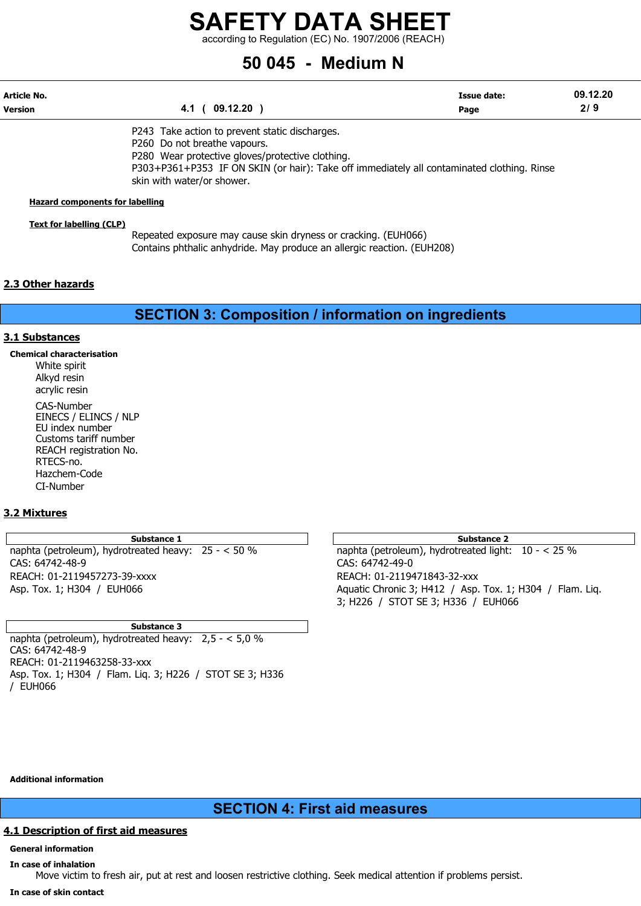P243 Take action to prevent static discharges.
P260 Do not breathe vapours.
P280 Wear protective gloves/protective clothing.
P303+P361+P353 IF ON SKIN (or hair): Take off immediately all contaminated clothing. Rinse skin with water/or shower.

**Hazard components for labelling**

**Text for labelling (CLP)**

Repeated exposure may cause skin dryness or cracking. (EUH066)
Contains phthalic anhydride. May produce an allergic reaction. (EUH208)

## 2.3 Other hazards

# SECTION 3: Composition / information on ingredients

## 3.1 Substances

**Chemical characterisation**

White spirit
Alkyd resin
acrylic resin

CAS-Number
EINECS / ELINCS / NLP
EU index number
Customs tariff number
REACH registration No.
RTECS-no.
Hazchem-Code
CI-Number

## 3.2 Mixtures

| Substance 1 |
|---|
| naphta (petroleum), hydrotreated heavy: 25 - < 50 % |
| CAS: 64742-48-9 |
| REACH: 01-2119457273-39-xxxx |
| Asp. Tox. 1; H304 / EUH066 |

| Substance 2 |
|---|
| naphta (petroleum), hydrotreated light: 10 - < 25 % |
| CAS: 64742-49-0 |
| REACH: 01-2119471843-32-xxx |
| Aquatic Chronic 3; H412 / Asp. Tox. 1; H304 / Flam. Liq. 3; H226 / STOT SE 3; H336 / EUH066 |

| Substance 3 |
|---|
| naphta (petroleum), hydrotreated heavy: 2,5 - < 5,0 % |
| CAS: 64742-48-9 |
| REACH: 01-2119463258-33-xxx |
| Asp. Tox. 1; H304 / Flam. Liq. 3; H226 / STOT SE 3; H336 / EUH066 |

**Additional information**

# SECTION 4: First aid measures

## 4.1 Description of first aid measures

**General information**

**In case of inhalation**

Move victim to fresh air, put at rest and loosen restrictive clothing. Seek medical attention if problems persist.

**In case of skin contact**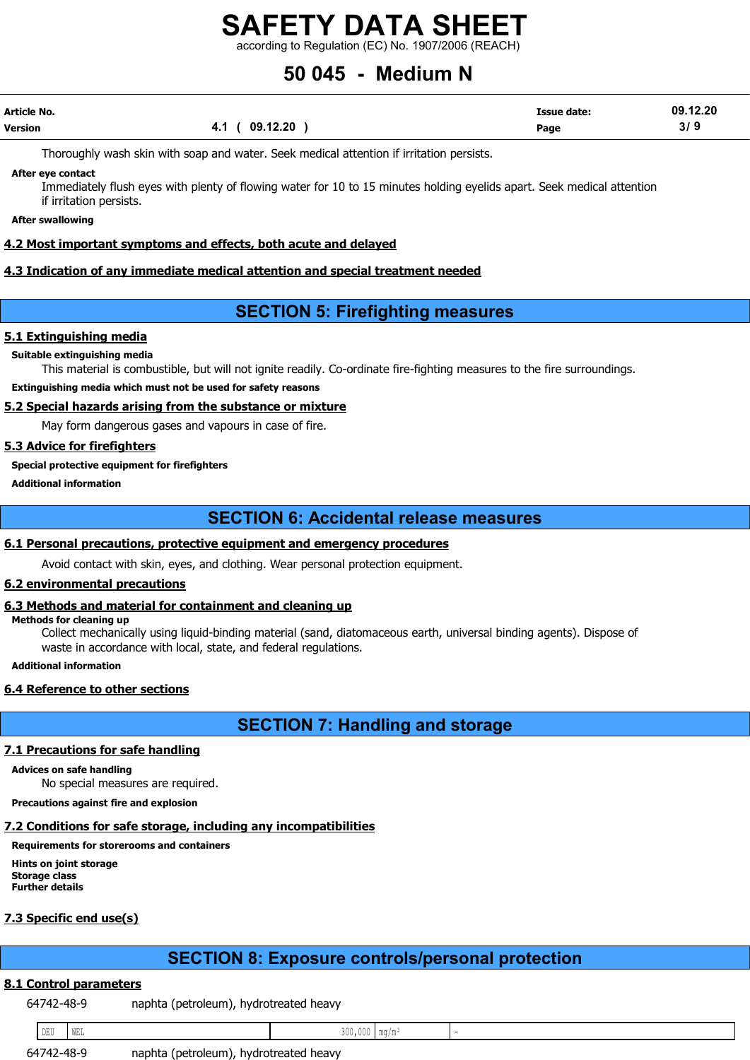Thoroughly wash skin with soap and water. Seek medical attention if irritation persists.

**After eye contact**

Immediately flush eyes with plenty of flowing water for 10 to 15 minutes holding eyelids apart. Seek medical attention if irritation persists.

**After swallowing**

### 4.2 Most important symptoms and effects, both acute and delayed

### 4.3 Indication of any immediate medical attention and special treatment needed

## SECTION 5: Firefighting measures

### 5.1 Extinguishing media

**Suitable extinguishing media**

This material is combustible, but will not ignite readily. Co-ordinate fire-fighting measures to the fire surroundings.

**Extinguishing media which must not be used for safety reasons**

### 5.2 Special hazards arising from the substance or mixture

May form dangerous gases and vapours in case of fire.

### 5.3 Advice for firefighters

**Special protective equipment for firefighters**

**Additional information**

## SECTION 6: Accidental release measures

### 6.1 Personal precautions, protective equipment and emergency procedures

Avoid contact with skin, eyes, and clothing. Wear personal protection equipment.

### 6.2 environmental precautions

### 6.3 Methods and material for containment and cleaning up

**Methods for cleaning up**

Collect mechanically using liquid-binding material (sand, diatomaceous earth, universal binding agents). Dispose of waste in accordance with local, state, and federal regulations.

**Additional information**

### 6.4 Reference to other sections

## SECTION 7: Handling and storage

### 7.1 Precautions for safe handling

**Advices on safe handling**

No special measures are required.

**Precautions against fire and explosion**

### 7.2 Conditions for safe storage, including any incompatibilities

**Requirements for storerooms and containers**

**Hints on joint storage**
**Storage class**
**Further details**

### 7.3 Specific end use(s)

## SECTION 8: Exposure controls/personal protection

### 8.1 Control parameters

64742-48-9 naphta (petroleum), hydrotreated heavy

| DEU | WEL | 300,000 | mg/m³ | - |
|---|---|---|---|---|

64742-48-9 naphta (petroleum), hydrotreated heavy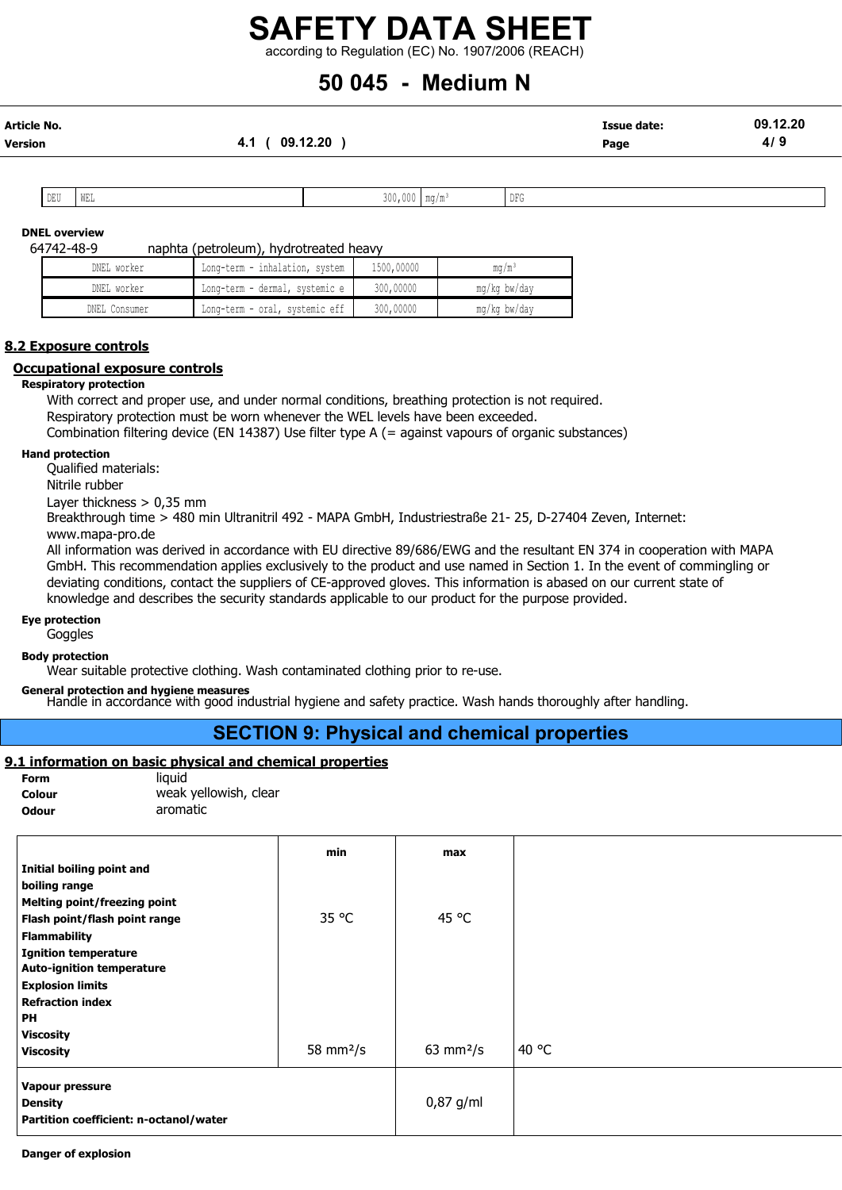| DEU | WEL | 300,000 | mg/m³ | DFG |
|---|---|---|---|---|

**DNEL overview**

64742-48-9 naphta (petroleum), hydrotreated heavy

| DNEL worker | Long-term - inhalation, system | 1500,00000 | mg/m³ |
|---|---|---|---|
| DNEL worker | Long-term - dermal, systemic e | 300,00000 | mg/kg bw/day |
| DNEL Consumer | Long-term - oral, systemic eff | 300,00000 | mg/kg bw/day |

## 8.2 Exposure controls

### Occupational exposure controls

**Respiratory protection**

With correct and proper use, and under normal conditions, breathing protection is not required.
Respiratory protection must be worn whenever the WEL levels have been exceeded.
Combination filtering device (EN 14387) Use filter type A (= against vapours of organic substances)

**Hand protection**

Qualified materials:
Nitrile rubber
Layer thickness > 0,35 mm
Breakthrough time > 480 min Ultranitril 492 - MAPA GmbH, Industriestraße 21- 25, D-27404 Zeven, Internet: www.mapa-pro.de
All information was derived in accordance with EU directive 89/686/EWG and the resultant EN 374 in cooperation with MAPA GmbH. This recommendation applies exclusively to the product and use named in Section 1. In the event of commingling or deviating conditions, contact the suppliers of CE-approved gloves. This information is abased on our current state of knowledge and describes the security standards applicable to our product for the purpose provided.

**Eye protection**

Goggles

**Body protection**

Wear suitable protective clothing. Wash contaminated clothing prior to re-use.

**General protection and hygiene measures**

Handle in accordance with good industrial hygiene and safety practice. Wash hands thoroughly after handling.

# SECTION 9: Physical and chemical properties

## 9.1 information on basic physical and chemical properties

**Form** liquid
**Colour** weak yellowish, clear
**Odour** aromatic

| | min | max | |
|---|---|---|---|
| **Initial boiling point and boiling range** | | | |
| **Melting point/freezing point** | | | |
| **Flash point/flash point range** | 35 °C | 45 °C | |
| **Flammability** | | | |
| **Ignition temperature** | | | |
| **Auto-ignition temperature** | | | |
| **Explosion limits** | | | |
| **Refraction index** | | | |
| **PH** | | | |
| **Viscosity** | | | |
| **Viscosity** | 58 mm²/s | 63 mm²/s | 40 °C |
| **Vapour pressure** | | | |
| **Density** | | 0,87 g/ml | |
| **Partition coefficient: n-octanol/water** | | | |

**Danger of explosion**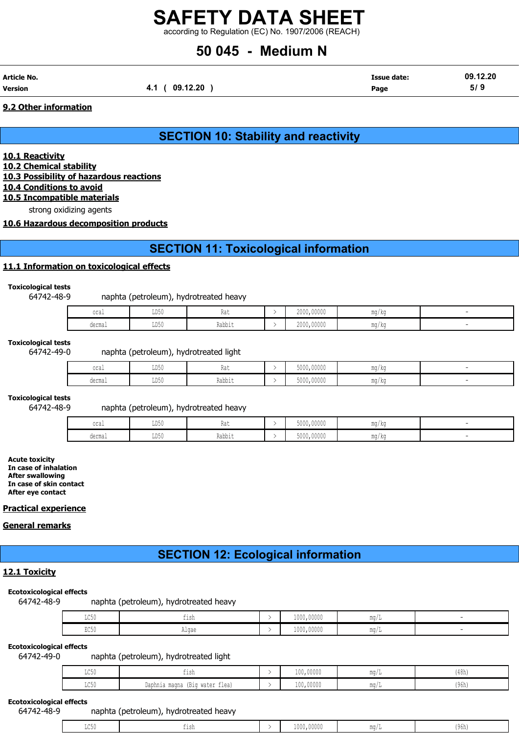# SAFETY DATA SHEET

according to Regulation (EC) No. 1907/2006 (REACH)

# 50 045 - Medium N

| Article No. | | Issue date: | 09.12.20 |
|---|---|---|---|
| Version | 4.1 ( 09.12.20 ) | Page | 5/ 9 |

**9.2 Other information**

## SECTION 10: Stability and reactivity

**10.1 Reactivity**

**10.2 Chemical stability**

**10.3 Possibility of hazardous reactions**

**10.4 Conditions to avoid**

**10.5 Incompatible materials**

strong oxidizing agents

**10.6 Hazardous decomposition products**

## SECTION 11: Toxicological information

**11.1 Information on toxicological effects**

**Toxicological tests**

64742-48-9 naphta (petroleum), hydrotreated heavy

| | | | | | | |
|---|---|---|---|---|---|---|
| oral | LD50 | Rat | > | 2000,00000 | mg/kg | - |
| dermal | LD50 | Rabbit | > | 2000,00000 | mg/kg | - |

**Toxicological tests**

64742-49-0 naphta (petroleum), hydrotreated light

| | | | | | | |
|---|---|---|---|---|---|---|
| oral | LD50 | Rat | > | 5000,00000 | mg/kg | - |
| dermal | LD50 | Rabbit | > | 5000,00000 | mg/kg | - |

**Toxicological tests**

64742-48-9 naphta (petroleum), hydrotreated heavy

| | | | | | | |
|---|---|---|---|---|---|---|
| oral | LD50 | Rat | > | 5000,00000 | mg/kg | - |
| dermal | LD50 | Rabbit | > | 5000,00000 | mg/kg | - |

**Acute toxicity**

**In case of inhalation**

**After swallowing**

**In case of skin contact**

**After eye contact**

**Practical experience**

**General remarks**

## SECTION 12: Ecological information

**12.1 Toxicity**

**Ecotoxicological effects**

64742-48-9 naphta (petroleum), hydrotreated heavy

| | | | | | |
|---|---|---|---|---|---|
| LC50 | fish | > | 1000,00000 | mg/L | - |
| EC50 | Algae | > | 1000,00000 | mg/L | - |

**Ecotoxicological effects**

64742-49-0 naphta (petroleum), hydrotreated light

| | | | | | |
|---|---|---|---|---|---|
| LC50 | fish | > | 100,00000 | mg/L | (48h) |
| LC50 | Daphnia magna (Big water flea) | > | 100,00000 | mg/L | (96h) |

**Ecotoxicological effects**

64742-48-9 naphta (petroleum), hydrotreated heavy

| | | | | | |
|---|---|---|---|---|---|
| LC50 | fish | > | 1000,00000 | mg/L | (96h) |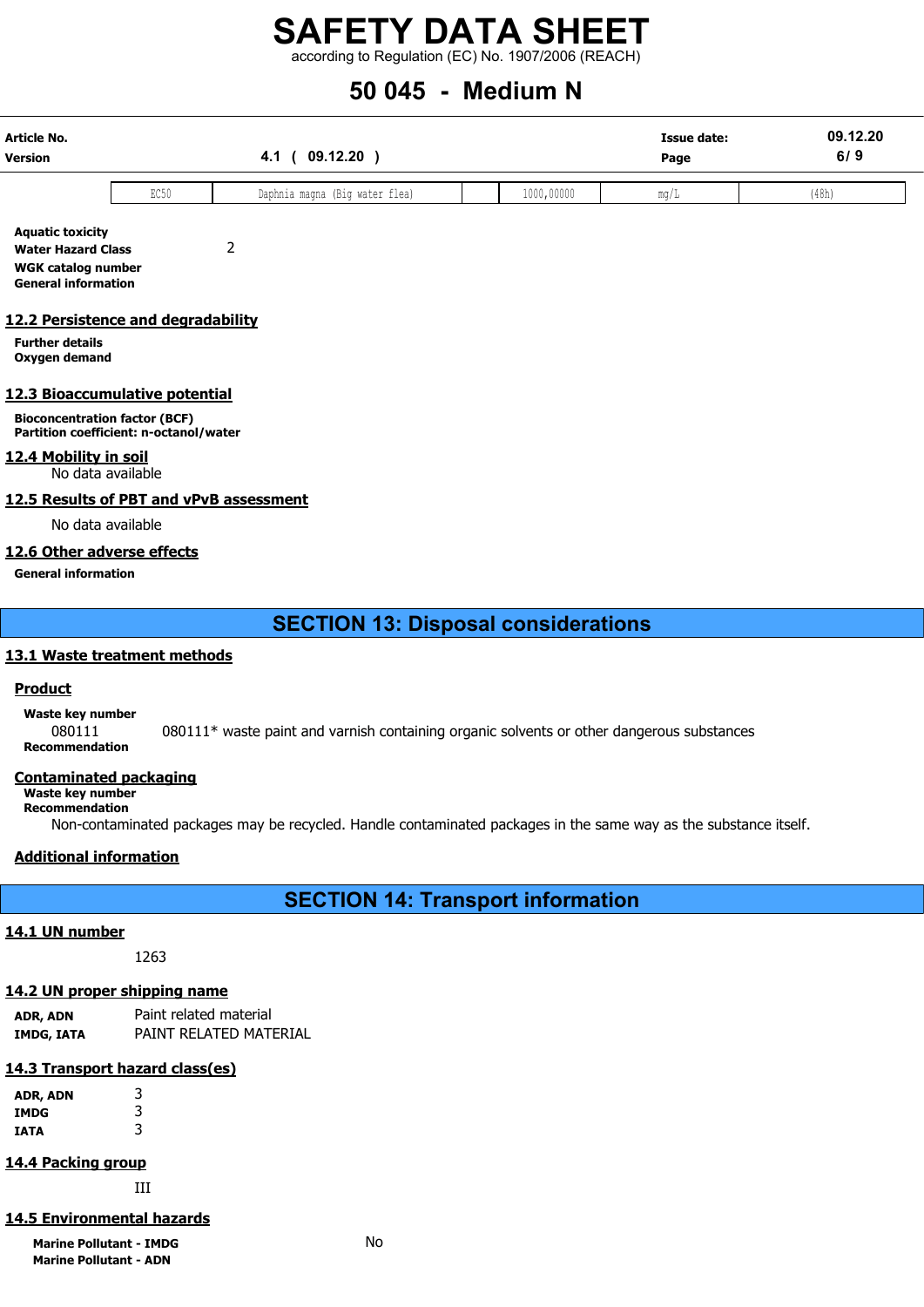| EC50 | Daphnia magna (Big water flea) | | 1000,00000 | mg/L | (48h) |
|---|---|---|---|---|---|

**Aquatic toxicity**
**Water Hazard Class** 2
**WGK catalog number**
**General information**

## 12.2 Persistence and degradability

**Further details**
**Oxygen demand**

## 12.3 Bioaccumulative potential

**Bioconcentration factor (BCF)**
**Partition coefficient: n-octanol/water**

## 12.4 Mobility in soil

No data available

## 12.5 Results of PBT and vPvB assessment

No data available

## 12.6 Other adverse effects

**General information**

# SECTION 13: Disposal considerations

## 13.1 Waste treatment methods

### Product

**Waste key number**
080111 080111* waste paint and varnish containing organic solvents or other dangerous substances
**Recommendation**

### Contaminated packaging

**Waste key number**
**Recommendation**
Non-contaminated packages may be recycled. Handle contaminated packages in the same way as the substance itself.

### Additional information

# SECTION 14: Transport information

## 14.1 UN number

1263

## 14.2 UN proper shipping name

**ADR, ADN** Paint related material
**IMDG, IATA** PAINT RELATED MATERIAL

## 14.3 Transport hazard class(es)

**ADR, ADN** 3
**IMDG** 3
**IATA** 3

## 14.4 Packing group

III

## 14.5 Environmental hazards

**Marine Pollutant - IMDG** No
**Marine Pollutant - ADN**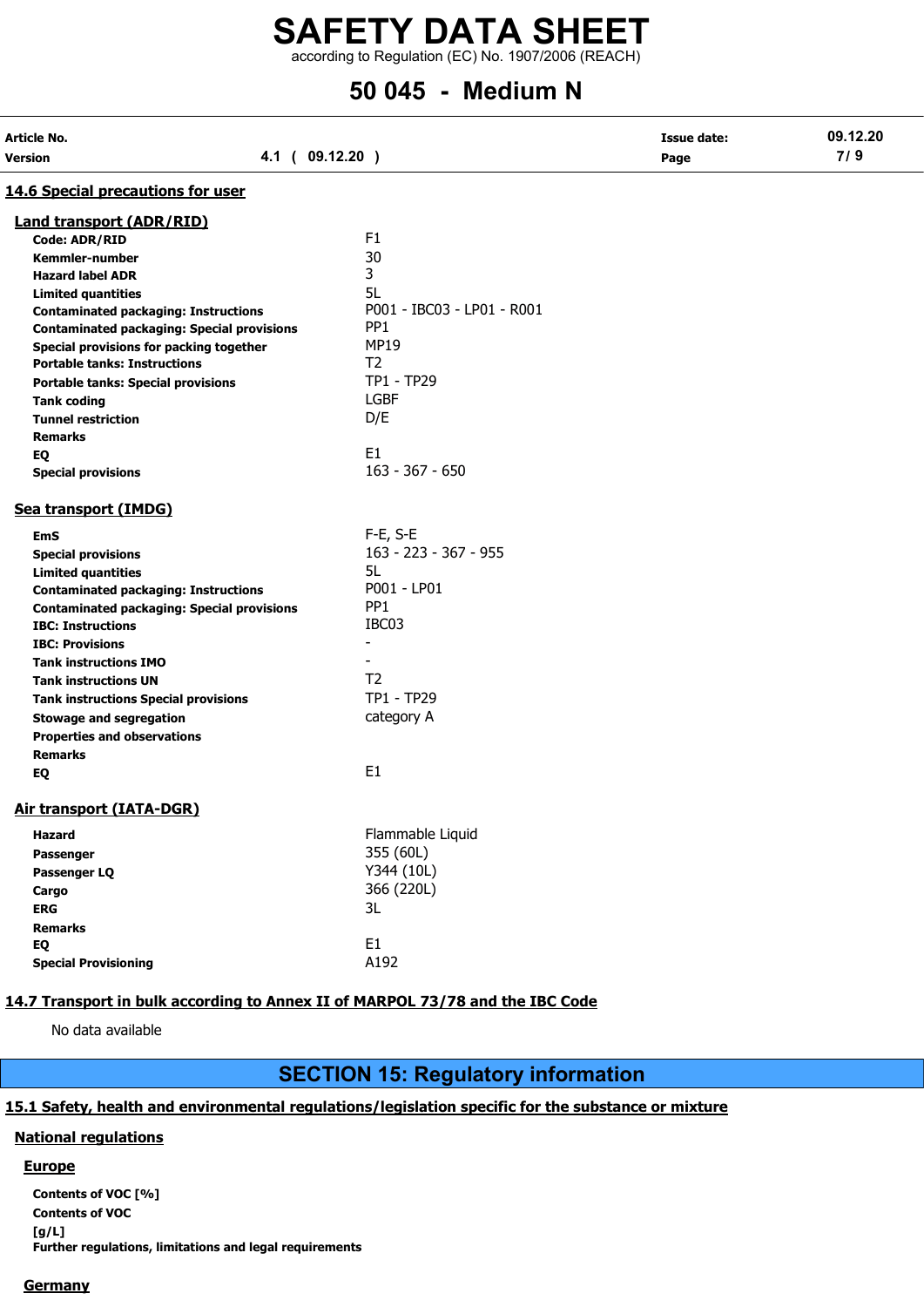### 14.6 Special precautions for user

#### Land transport (ADR/RID)

| | |
|---|---|
| **Code: ADR/RID** | F1 |
| **Kemmler-number** | 30 |
| **Hazard label ADR** | 3 |
| **Limited quantities** | 5L |
| **Contaminated packaging: Instructions** | P001 - IBC03 - LP01 - R001 |
| **Contaminated packaging: Special provisions** | PP1 |
| **Special provisions for packing together** | MP19 |
| **Portable tanks: Instructions** | T2 |
| **Portable tanks: Special provisions** | TP1 - TP29 |
| **Tank coding** | LGBF |
| **Tunnel restriction** | D/E |
| **Remarks** | |
| **EQ** | E1 |
| **Special provisions** | 163 - 367 - 650 |

#### Sea transport (IMDG)

| | |
|---|---|
| **EmS** | F-E, S-E |
| **Special provisions** | 163 - 223 - 367 - 955 |
| **Limited quantities** | 5L |
| **Contaminated packaging: Instructions** | P001 - LP01 |
| **Contaminated packaging: Special provisions** | PP1 |
| **IBC: Instructions** | IBC03 |
| **IBC: Provisions** | - |
| **Tank instructions IMO** | - |
| **Tank instructions UN** | T2 |
| **Tank instructions Special provisions** | TP1 - TP29 |
| **Stowage and segregation** | category A |
| **Properties and observations** | |
| **Remarks** | |
| **EQ** | E1 |

#### Air transport (IATA-DGR)

| | |
|---|---|
| **Hazard** | Flammable Liquid |
| **Passenger** | 355 (60L) |
| **Passenger LQ** | Y344 (10L) |
| **Cargo** | 366 (220L) |
| **ERG** | 3L |
| **Remarks** | |
| **EQ** | E1 |
| **Special Provisioning** | A192 |

### 14.7 Transport in bulk according to Annex II of MARPOL 73/78 and the IBC Code

No data available

## SECTION 15: Regulatory information

### 15.1 Safety, health and environmental regulations/legislation specific for the substance or mixture

#### National regulations

##### Europe

**Contents of VOC [%]**

**Contents of VOC [g/L]**

**Further regulations, limitations and legal requirements**

##### Germany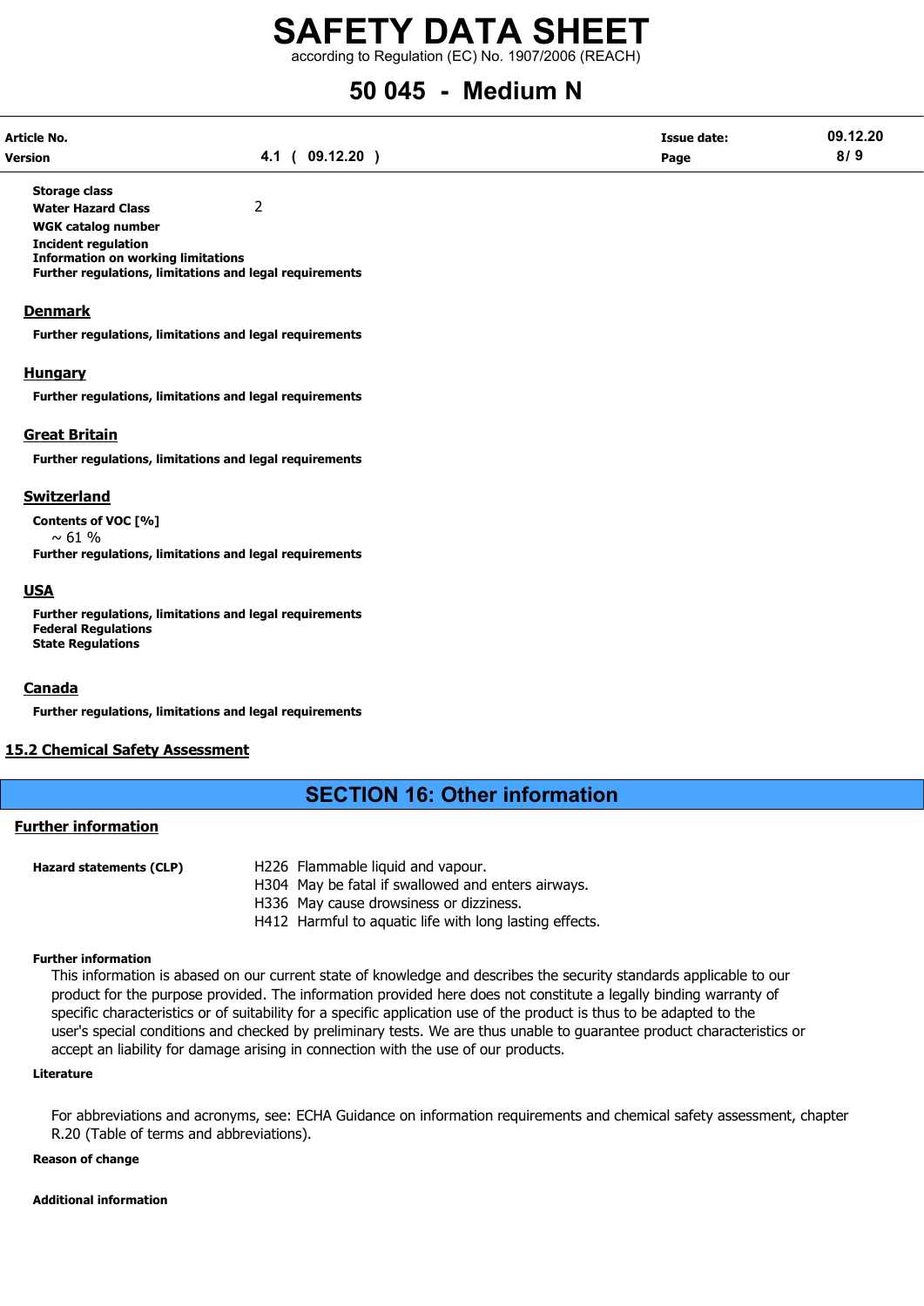**Storage class**

**Water Hazard Class** 2

**WGK catalog number**

**Incident regulation**

**Information on working limitations**

**Further regulations, limitations and legal requirements**

## Denmark

**Further regulations, limitations and legal requirements**

## Hungary

**Further regulations, limitations and legal requirements**

## Great Britain

**Further regulations, limitations and legal requirements**

## Switzerland

**Contents of VOC [%]**

~ 61 %

**Further regulations, limitations and legal requirements**

## USA

**Further regulations, limitations and legal requirements**

**Federal Regulations**

**State Regulations**

## Canada

**Further regulations, limitations and legal requirements**

## 15.2 Chemical Safety Assessment

# SECTION 16: Other information

## Further information

**Hazard statements (CLP)**

H226 Flammable liquid and vapour.
H304 May be fatal if swallowed and enters airways.
H336 May cause drowsiness or dizziness.
H412 Harmful to aquatic life with long lasting effects.

**Further information**

This information is abased on our current state of knowledge and describes the security standards applicable to our product for the purpose provided. The information provided here does not constitute a legally binding warranty of specific characteristics or of suitability for a specific application use of the product is thus to be adapted to the user's special conditions and checked by preliminary tests. We are thus unable to guarantee product characteristics or accept an liability for damage arising in connection with the use of our products.

**Literature**

For abbreviations and acronyms, see: ECHA Guidance on information requirements and chemical safety assessment, chapter R.20 (Table of terms and abbreviations).

**Reason of change**

**Additional information**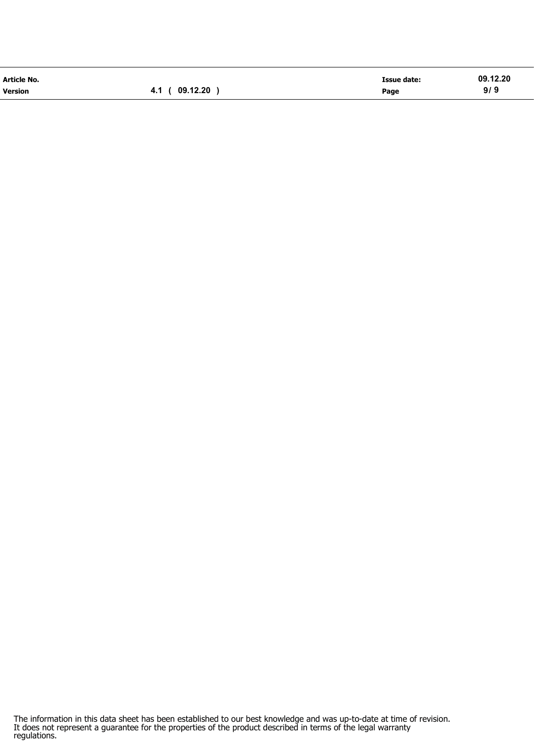The information in this data sheet has been established to our best knowledge and was up-to-date at time of revision. It does not represent a guarantee for the properties of the product described in terms of the legal warranty regulations.